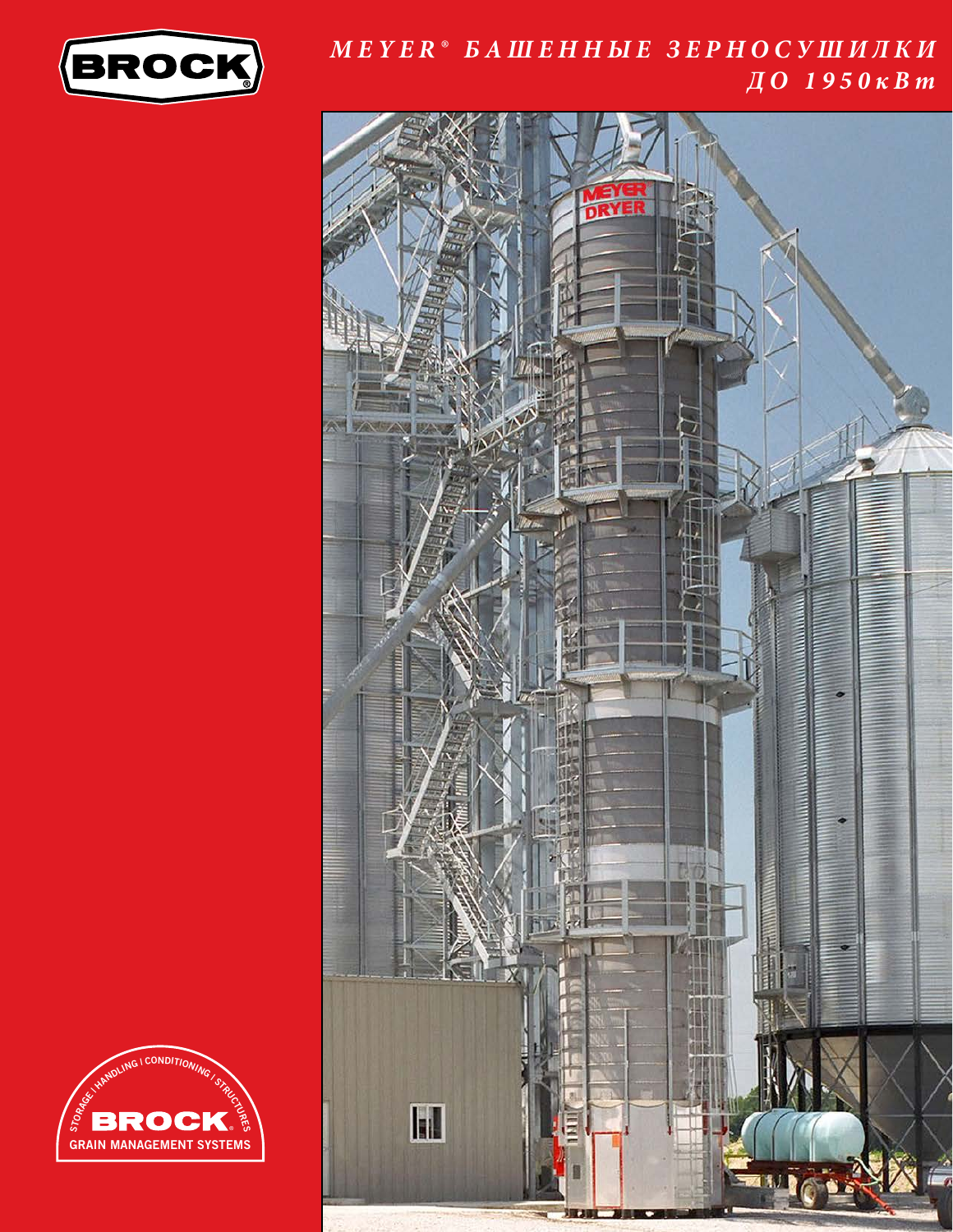BROCK®

# *MEYER® БАШЕННЫЕ ЗЕРНОСУШИЛКИ ДО 1950кВт*

STORAGE | HANDLING | CONDITIONING | STRUCTURES

BROCK®

GRAIN MANAGEMENT SYSTEMS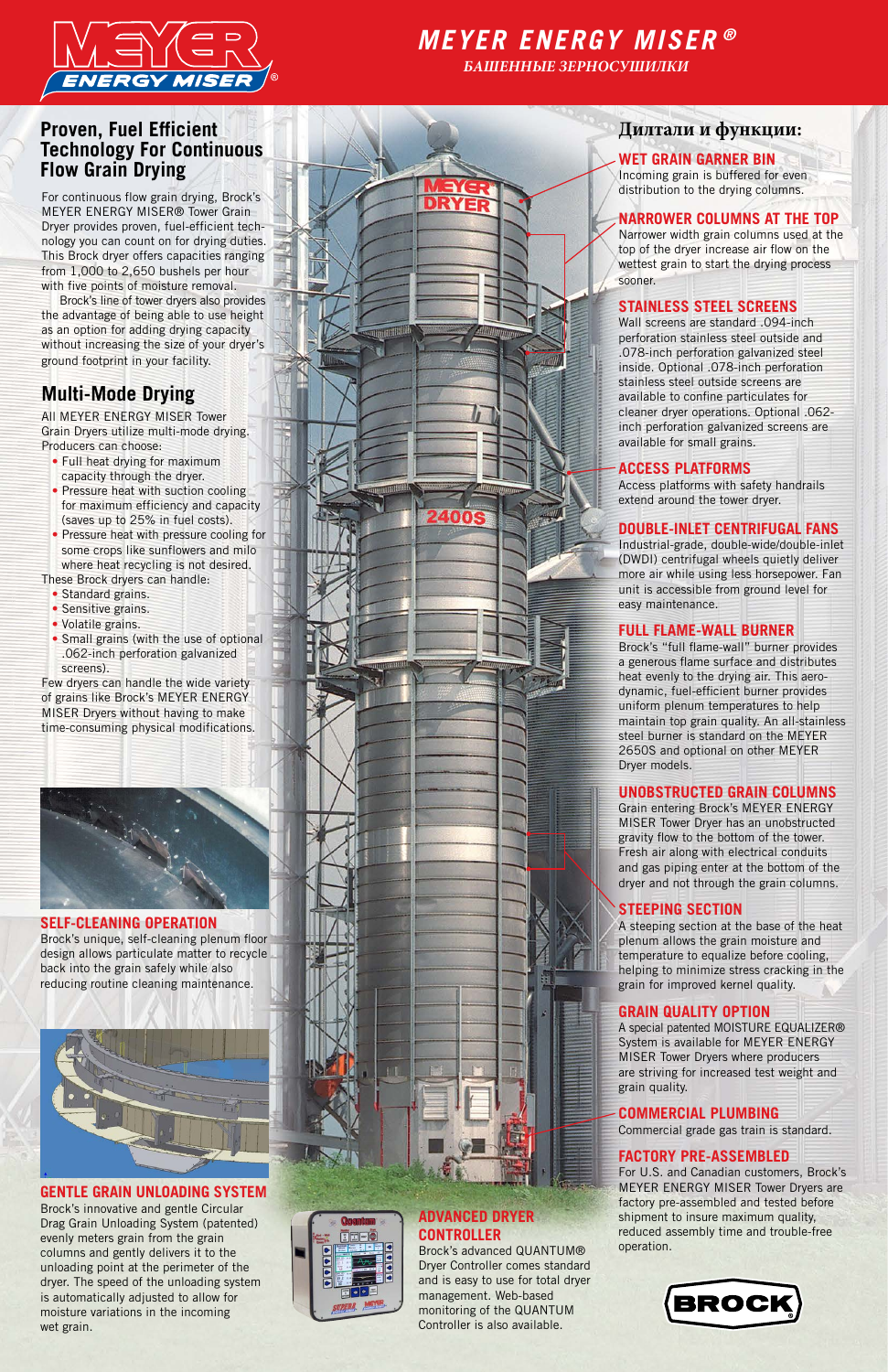# MEYER ENERGY MISER®

*БАШЕННЫЕ ЗЕРНОСУШИЛКИ*

## Proven, Fuel Efficient Technology For Continuous Flow Grain Drying

For continuous flow grain drying, Brock's MEYER ENERGY MISER® Tower Grain Dryer provides proven, fuel-efficient technology you can count on for drying duties. This Brock dryer offers capacities ranging from 1,000 to 2,650 bushels per hour with five points of moisture removal.

Brock's line of tower dryers also provides the advantage of being able to use height as an option for adding drying capacity without increasing the size of your dryer's ground footprint in your facility.

## Multi-Mode Drying

All MEYER ENERGY MISER Tower Grain Dryers utilize multi-mode drying. Producers can choose:

- Full heat drying for maximum capacity through the dryer.
- Pressure heat with suction cooling for maximum efficiency and capacity (saves up to 25% in fuel costs).
- Pressure heat with pressure cooling for some crops like sunflowers and milo where heat recycling is not desired.

These Brock dryers can handle:

- Standard grains.
- Sensitive grains.
- Volatile grains.
- Small grains (with the use of optional .062-inch perforation galvanized screens).

Few dryers can handle the wide variety of grains like Brock's MEYER ENERGY MISER Dryers without having to make time-consuming physical modifications.

### SELF-CLEANING OPERATION

Brock's unique, self-cleaning plenum floor design allows particulate matter to recycle back into the grain safely while also reducing routine cleaning maintenance.

### GENTLE GRAIN UNLOADING SYSTEM

Brock's innovative and gentle Circular Drag Grain Unloading System (patented) evenly meters grain from the grain columns and gently delivers it to the unloading point at the perimeter of the dryer. The speed of the unloading system is automatically adjusted to allow for moisture variations in the incoming wet grain.

### ADVANCED DRYER CONTROLLER

Brock's advanced QUANTUM® Dryer Controller comes standard and is easy to use for total dryer management. Web-based monitoring of the QUANTUM Controller is also available.

## Дилтали и функции:

### WET GRAIN GARNER BIN

Incoming grain is buffered for even distribution to the drying columns.

### NARROWER COLUMNS AT THE TOP

Narrower width grain columns used at the top of the dryer increase air flow on the wettest grain to start the drying process sooner.

### STAINLESS STEEL SCREENS

Wall screens are standard .094-inch perforation stainless steel outside and .078-inch perforation galvanized steel inside. Optional .078-inch perforation stainless steel outside screens are available to confine particulates for cleaner dryer operations. Optional .062-inch perforation galvanized screens are available for small grains.

### ACCESS PLATFORMS

Access platforms with safety handrails extend around the tower dryer.

### DOUBLE-INLET CENTRIFUGAL FANS

Industrial-grade, double-wide/double-inlet (DWDI) centrifugal wheels quietly deliver more air while using less horsepower. Fan unit is accessible from ground level for easy maintenance.

### FULL FLAME-WALL BURNER

Brock's "full flame-wall" burner provides a generous flame surface and distributes heat evenly to the drying air. This aero-dynamic, fuel-efficient burner provides uniform plenum temperatures to help maintain top grain quality. An all-stainless steel burner is standard on the MEYER 2650S and optional on other MEYER Dryer models.

### UNOBSTRUCTED GRAIN COLUMNS

Grain entering Brock's MEYER ENERGY MISER Tower Dryer has an unobstructed gravity flow to the bottom of the tower. Fresh air along with electrical conduits and gas piping enter at the bottom of the dryer and not through the grain columns.

### STEEPING SECTION

A steeping section at the base of the heat plenum allows the grain moisture and temperature to equalize before cooling, helping to minimize stress cracking in the grain for improved kernel quality.

### GRAIN QUALITY OPTION

A special patented MOISTURE EQUALIZER® System is available for MEYER ENERGY MISER Tower Dryers where producers are striving for increased test weight and grain quality.

### COMMERCIAL PLUMBING

Commercial grade gas train is standard.

### FACTORY PRE-ASSEMBLED

For U.S. and Canadian customers, Brock's MEYER ENERGY MISER Tower Dryers are factory pre-assembled and tested before shipment to insure maximum quality, reduced assembly time and trouble-free operation.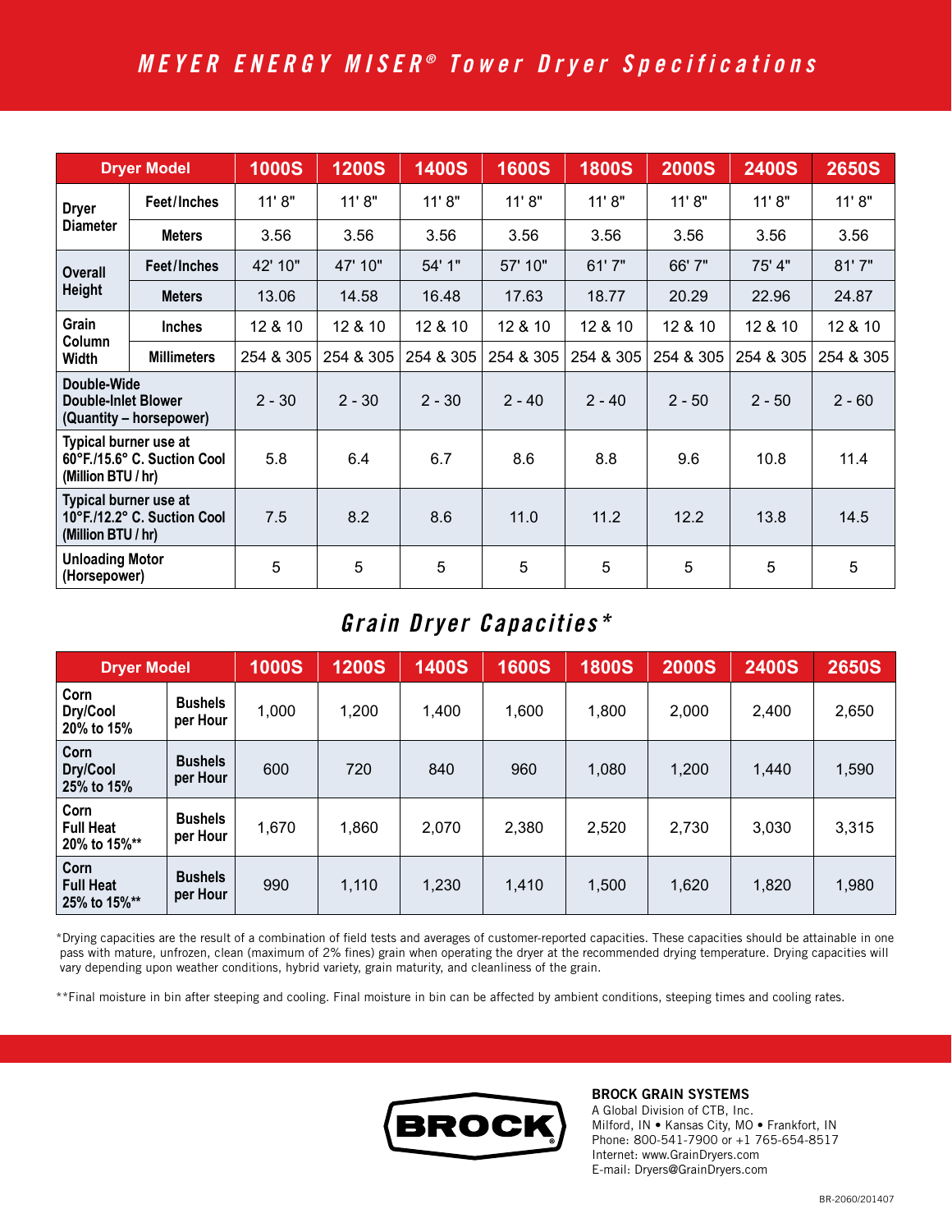# MEYER ENERGY MISER® Tower Dryer Specifications

| Dryer Model | | 1000S | 1200S | 1400S | 1600S | 1800S | 2000S | 2400S | 2650S |
|---|---|---|---|---|---|---|---|---|---|
| Dryer Diameter | Feet/Inches | 11' 8" | 11' 8" | 11' 8" | 11' 8" | 11' 8" | 11' 8" | 11' 8" | 11' 8" |
| | Meters | 3.56 | 3.56 | 3.56 | 3.56 | 3.56 | 3.56 | 3.56 | 3.56 |
| Overall Height | Feet/Inches | 42' 10" | 47' 10" | 54' 1" | 57' 10" | 61' 7" | 66' 7" | 75' 4" | 81' 7" |
| | Meters | 13.06 | 14.58 | 16.48 | 17.63 | 18.77 | 20.29 | 22.96 | 24.87 |
| Grain Column Width | Inches | 12 & 10 | 12 & 10 | 12 & 10 | 12 & 10 | 12 & 10 | 12 & 10 | 12 & 10 | 12 & 10 |
| | Millimeters | 254 & 305 | 254 & 305 | 254 & 305 | 254 & 305 | 254 & 305 | 254 & 305 | 254 & 305 | 254 & 305 |
| Double-Wide Double-Inlet Blower (Quantity – horsepower) | | 2 - 30 | 2 - 30 | 2 - 30 | 2 - 40 | 2 - 40 | 2 - 50 | 2 - 50 | 2 - 60 |
| Typical burner use at 60°F./15.6° C. Suction Cool (Million BTU / hr) | | 5.8 | 6.4 | 6.7 | 8.6 | 8.8 | 9.6 | 10.8 | 11.4 |
| Typical burner use at 10°F./12.2° C. Suction Cool (Million BTU / hr) | | 7.5 | 8.2 | 8.6 | 11.0 | 11.2 | 12.2 | 13.8 | 14.5 |
| Unloading Motor (Horsepower) | | 5 | 5 | 5 | 5 | 5 | 5 | 5 | 5 |

## Grain Dryer Capacities*

| Dryer Model | | 1000S | 1200S | 1400S | 1600S | 1800S | 2000S | 2400S | 2650S |
|---|---|---|---|---|---|---|---|---|---|
| Corn Dry/Cool 20% to 15% | Bushels per Hour | 1,000 | 1,200 | 1,400 | 1,600 | 1,800 | 2,000 | 2,400 | 2,650 |
| Corn Dry/Cool 25% to 15% | Bushels per Hour | 600 | 720 | 840 | 960 | 1,080 | 1,200 | 1,440 | 1,590 |
| Corn Full Heat 20% to 15%** | Bushels per Hour | 1,670 | 1,860 | 2,070 | 2,380 | 2,520 | 2,730 | 3,030 | 3,315 |
| Corn Full Heat 25% to 15%** | Bushels per Hour | 990 | 1,110 | 1,230 | 1,410 | 1,500 | 1,620 | 1,820 | 1,980 |

*Drying capacities are the result of a combination of field tests and averages of customer-reported capacities. These capacities should be attainable in one pass with mature, unfrozen, clean (maximum of 2% fines) grain when operating the dryer at the recommended drying temperature. Drying capacities will vary depending upon weather conditions, hybrid variety, grain maturity, and cleanliness of the grain.

**Final moisture in bin after steeping and cooling. Final moisture in bin can be affected by ambient conditions, steeping times and cooling rates.

BROCK

**BROCK GRAIN SYSTEMS**
A Global Division of CTB, Inc.
Milford, IN • Kansas City, MO • Frankfort, IN
Phone: 800-541-7900 or +1 765-654-8517
Internet: www.GrainDryers.com
E-mail: Dryers@GrainDryers.com

BR-2060/201407